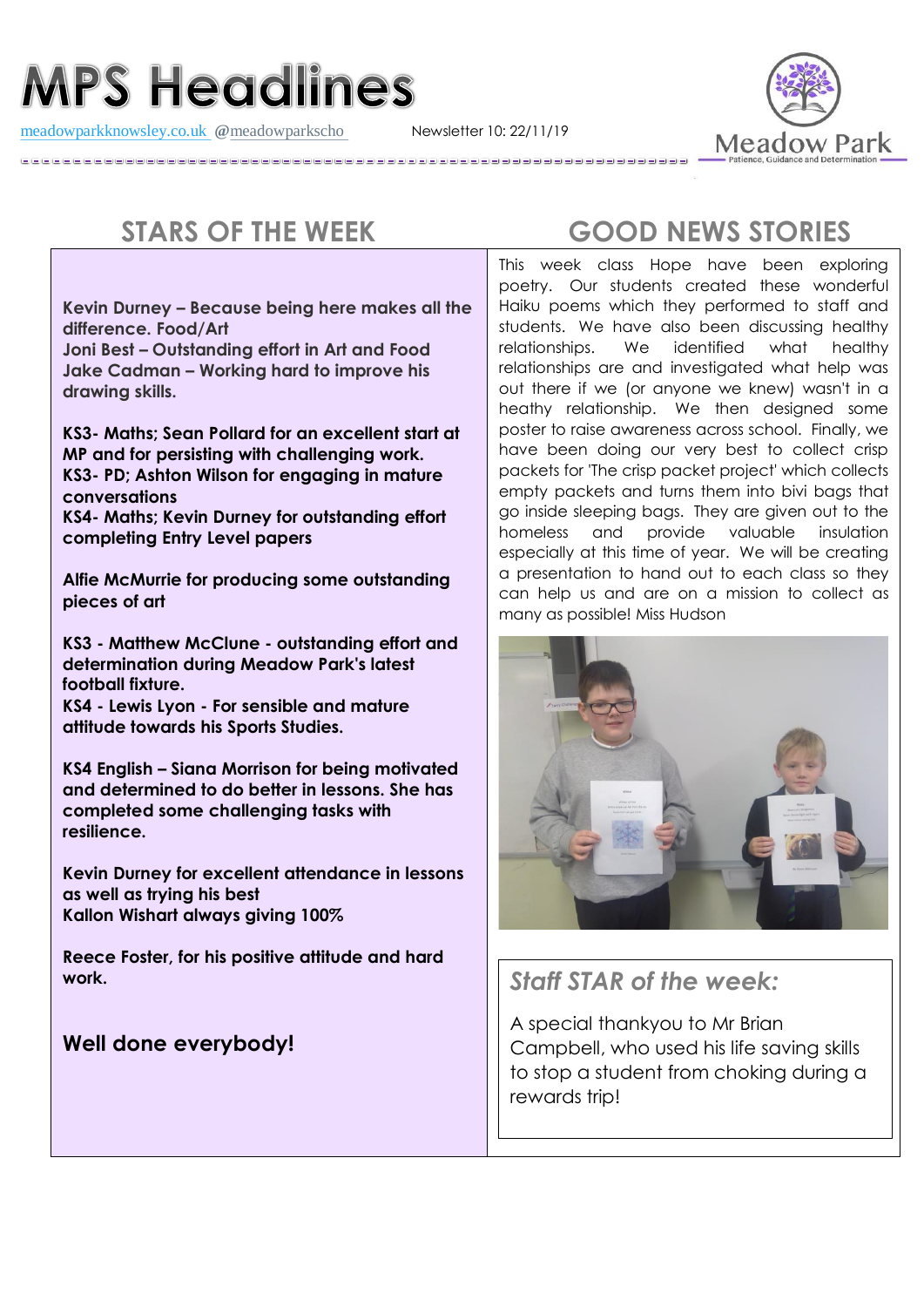# MPS Headlines

meadowparkknowsley.co.uk @meadowparkscho Newsletter 10: 22/11/19

Meadow Park
Patience, Guidance and Determination

## STARS OF THE WEEK

**Kevin Durney – Because being here makes all the difference. Food/Art**
**Joni Best – Outstanding effort in Art and Food**
**Jake Cadman – Working hard to improve his drawing skills.**

**KS3- Maths; Sean Pollard for an excellent start at MP and for persisting with challenging work.**
**KS3- PD; Ashton Wilson for engaging in mature conversations**
**KS4- Maths; Kevin Durney for outstanding effort completing Entry Level papers**

**Alfie McMurrie for producing some outstanding pieces of art**

**KS3 - Matthew McClune - outstanding effort and determination during Meadow Park's latest football fixture.**
**KS4 - Lewis Lyon - For sensible and mature attitude towards his Sports Studies.**

**KS4 English – Siana Morrison for being motivated and determined to do better in lessons. She has completed some challenging tasks with resilience.**

**Kevin Durney for excellent attendance in lessons as well as trying his best**
**Kallon Wishart always giving 100%**

**Reece Foster, for his positive attitude and hard work.**

**Well done everybody!**

## GOOD NEWS STORIES

This week class Hope have been exploring poetry. Our students created these wonderful Haiku poems which they performed to staff and students. We have also been discussing healthy relationships. We identified what healthy relationships are and investigated what help was out there if we (or anyone we knew) wasn't in a heathy relationship. We then designed some poster to raise awareness across school. Finally, we have been doing our very best to collect crisp packets for 'The crisp packet project' which collects empty packets and turns them into bivi bags that go inside sleeping bags. They are given out to the homeless and provide valuable insulation especially at this time of year. We will be creating a presentation to hand out to each class so they can help us and are on a mission to collect as many as possible! Miss Hudson

### *Staff STAR of the week:*

A special thankyou to Mr Brian Campbell, who used his life saving skills to stop a student from choking during a rewards trip!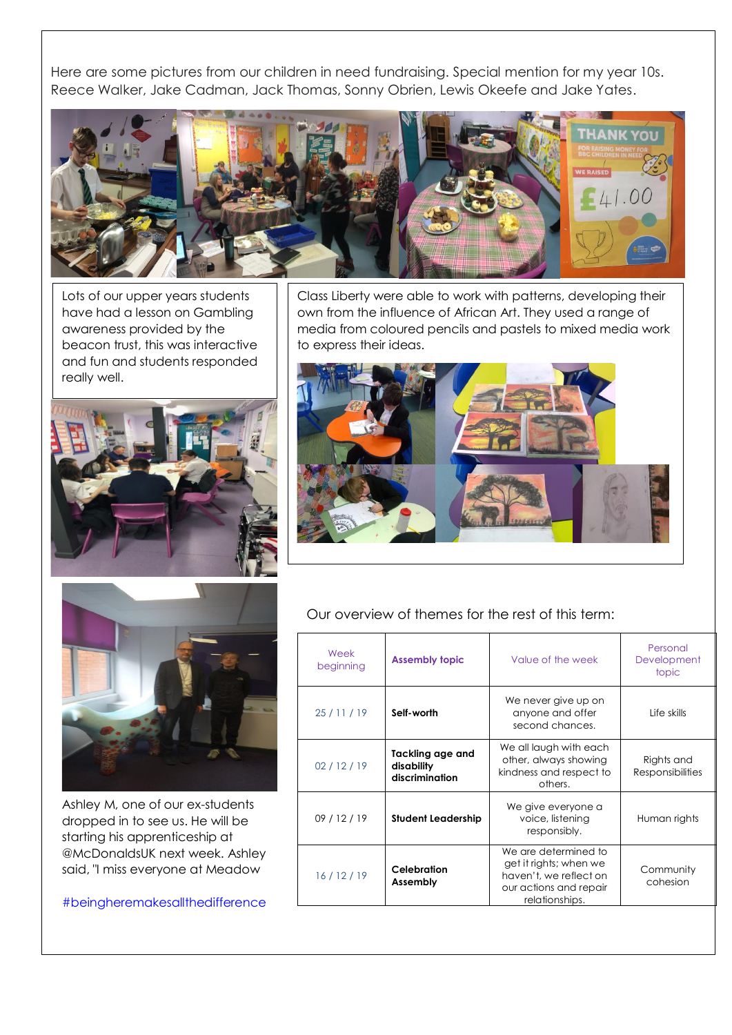Here are some pictures from our children in need fundraising. Special mention for my year 10s. Reece Walker, Jake Cadman, Jack Thomas, Sonny Obrien, Lewis Okeefe and Jake Yates.

Lots of our upper years students have had a lesson on Gambling awareness provided by the beacon trust, this was interactive and fun and students responded really well.

Class Liberty were able to work with patterns, developing their own from the influence of African Art. They used a range of media from coloured pencils and pastels to mixed media work to express their ideas.

Ashley M, one of our ex-students dropped in to see us. He will be starting his apprenticeship at @McDonaldsUK next week. Ashley said, "I miss everyone at Meadow

#beingheremakesallthedifference

Our overview of themes for the rest of this term:

| Week beginning | Assembly topic | Value of the week | Personal Development topic |
|---|---|---|---|
| 25 / 11 / 19 | **Self-worth** | We never give up on anyone and offer second chances. | Life skills |
| 02 / 12 / 19 | **Tackling age and disability discrimination** | We all laugh with each other, always showing kindness and respect to others. | Rights and Responsibilities |
| 09 / 12 / 19 | **Student Leadership** | We give everyone a voice, listening responsibly. | Human rights |
| 16 / 12 / 19 | **Celebration Assembly** | We are determined to get it rights; when we haven't, we reflect on our actions and repair relationships. | Community cohesion |